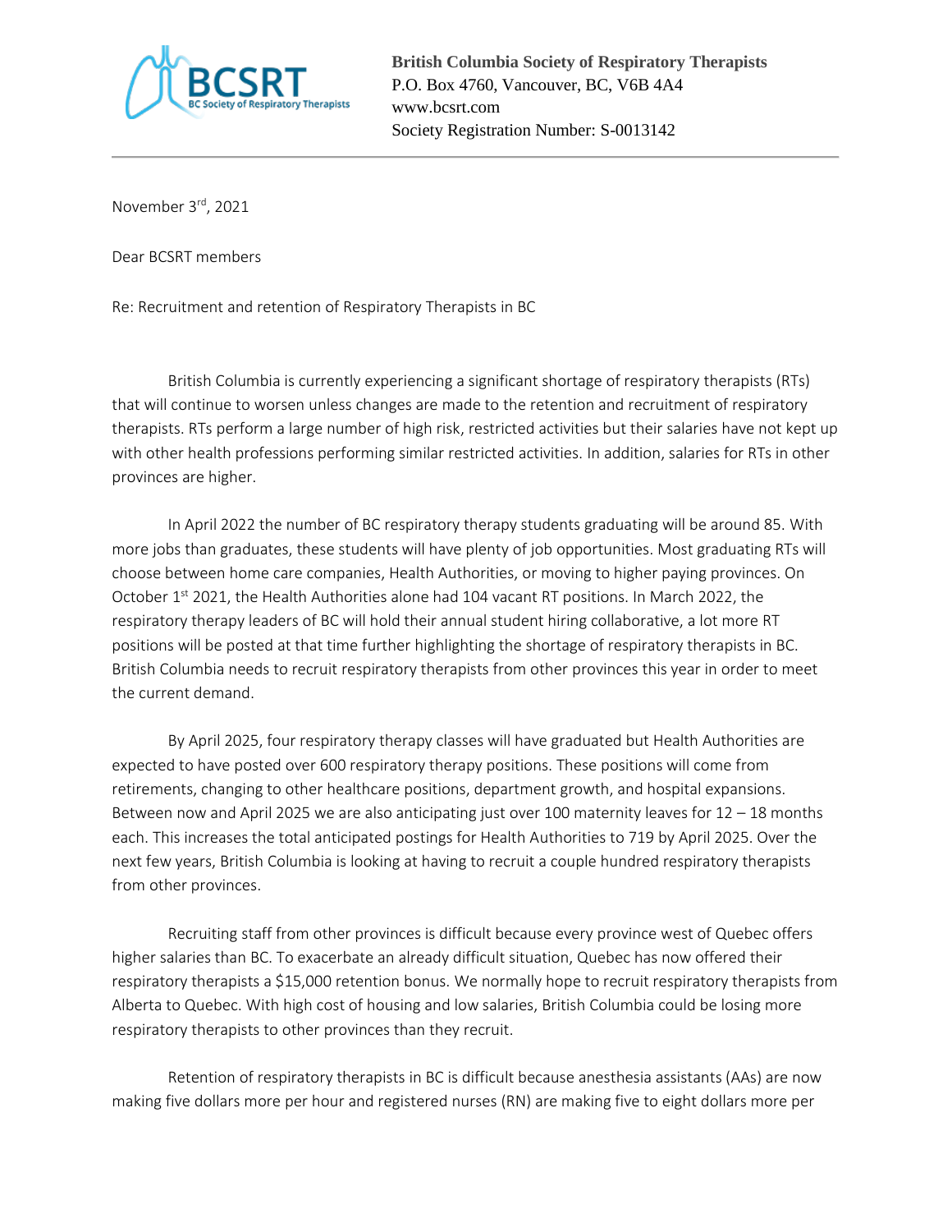**British Columbia Society of Respiratory Therapists**
P.O. Box 4760, Vancouver, BC, V6B 4A4
www.bcsrt.com
Society Registration Number: S-0013142

---

November 3rd, 2021

Dear BCSRT members

Re: Recruitment and retention of Respiratory Therapists in BC

British Columbia is currently experiencing a significant shortage of respiratory therapists (RTs) that will continue to worsen unless changes are made to the retention and recruitment of respiratory therapists. RTs perform a large number of high risk, restricted activities but their salaries have not kept up with other health professions performing similar restricted activities. In addition, salaries for RTs in other provinces are higher.

In April 2022 the number of BC respiratory therapy students graduating will be around 85. With more jobs than graduates, these students will have plenty of job opportunities. Most graduating RTs will choose between home care companies, Health Authorities, or moving to higher paying provinces. On October 1st 2021, the Health Authorities alone had 104 vacant RT positions. In March 2022, the respiratory therapy leaders of BC will hold their annual student hiring collaborative, a lot more RT positions will be posted at that time further highlighting the shortage of respiratory therapists in BC. British Columbia needs to recruit respiratory therapists from other provinces this year in order to meet the current demand.

By April 2025, four respiratory therapy classes will have graduated but Health Authorities are expected to have posted over 600 respiratory therapy positions. These positions will come from retirements, changing to other healthcare positions, department growth, and hospital expansions. Between now and April 2025 we are also anticipating just over 100 maternity leaves for 12 – 18 months each. This increases the total anticipated postings for Health Authorities to 719 by April 2025. Over the next few years, British Columbia is looking at having to recruit a couple hundred respiratory therapists from other provinces.

Recruiting staff from other provinces is difficult because every province west of Quebec offers higher salaries than BC. To exacerbate an already difficult situation, Quebec has now offered their respiratory therapists a $15,000 retention bonus. We normally hope to recruit respiratory therapists from Alberta to Quebec. With high cost of housing and low salaries, British Columbia could be losing more respiratory therapists to other provinces than they recruit.

Retention of respiratory therapists in BC is difficult because anesthesia assistants (AAs) are now making five dollars more per hour and registered nurses (RN) are making five to eight dollars more per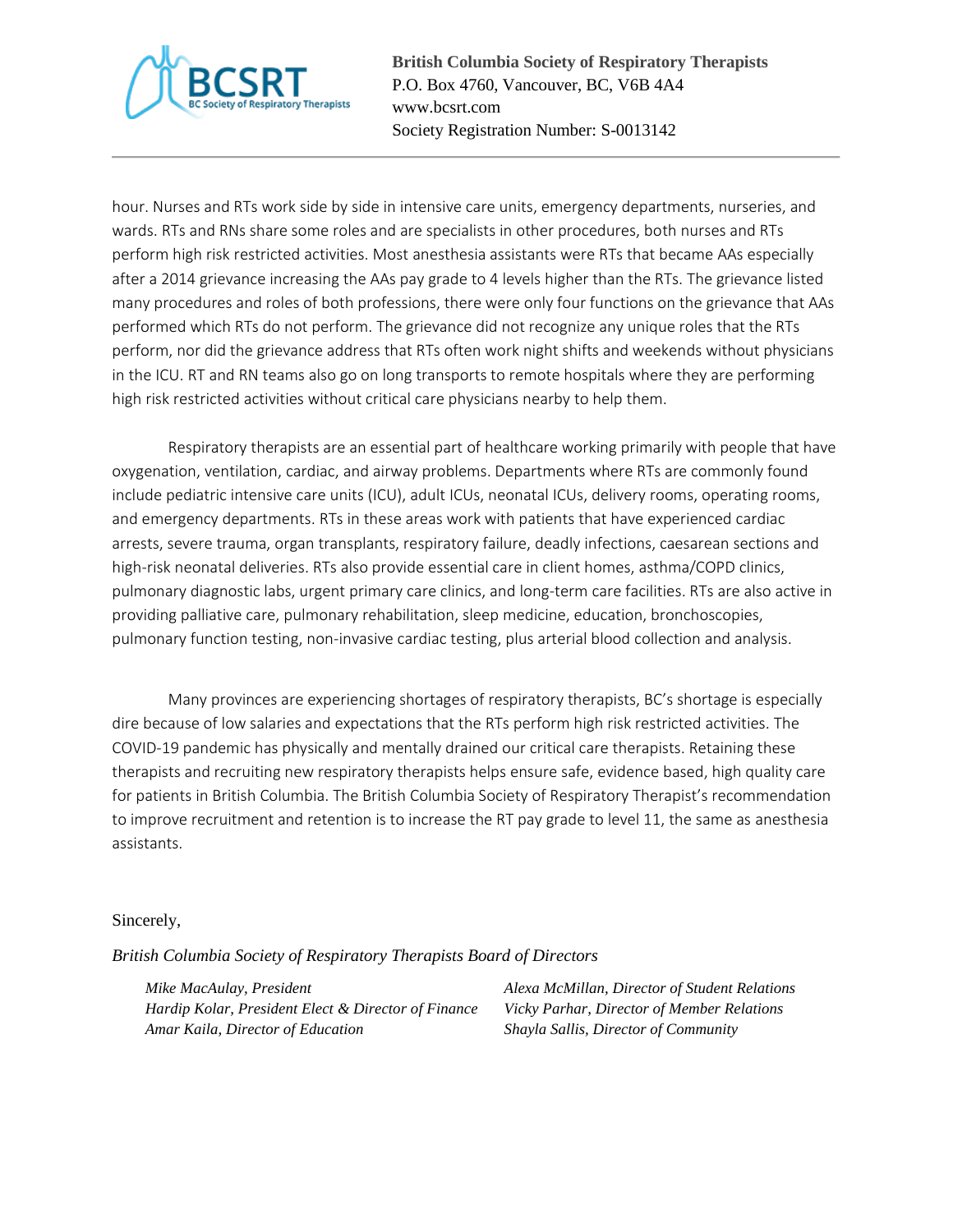hour. Nurses and RTs work side by side in intensive care units, emergency departments, nurseries, and wards. RTs and RNs share some roles and are specialists in other procedures, both nurses and RTs perform high risk restricted activities. Most anesthesia assistants were RTs that became AAs especially after a 2014 grievance increasing the AAs pay grade to 4 levels higher than the RTs. The grievance listed many procedures and roles of both professions, there were only four functions on the grievance that AAs performed which RTs do not perform. The grievance did not recognize any unique roles that the RTs perform, nor did the grievance address that RTs often work night shifts and weekends without physicians in the ICU. RT and RN teams also go on long transports to remote hospitals where they are performing high risk restricted activities without critical care physicians nearby to help them.

Respiratory therapists are an essential part of healthcare working primarily with people that have oxygenation, ventilation, cardiac, and airway problems. Departments where RTs are commonly found include pediatric intensive care units (ICU), adult ICUs, neonatal ICUs, delivery rooms, operating rooms, and emergency departments. RTs in these areas work with patients that have experienced cardiac arrests, severe trauma, organ transplants, respiratory failure, deadly infections, caesarean sections and high-risk neonatal deliveries. RTs also provide essential care in client homes, asthma/COPD clinics, pulmonary diagnostic labs, urgent primary care clinics, and long-term care facilities. RTs are also active in providing palliative care, pulmonary rehabilitation, sleep medicine, education, bronchoscopies, pulmonary function testing, non-invasive cardiac testing, plus arterial blood collection and analysis.

Many provinces are experiencing shortages of respiratory therapists, BC's shortage is especially dire because of low salaries and expectations that the RTs perform high risk restricted activities. The COVID-19 pandemic has physically and mentally drained our critical care therapists. Retaining these therapists and recruiting new respiratory therapists helps ensure safe, evidence based, high quality care for patients in British Columbia. The British Columbia Society of Respiratory Therapist's recommendation to improve recruitment and retention is to increase the RT pay grade to level 11, the same as anesthesia assistants.

Sincerely,

*British Columbia Society of Respiratory Therapists Board of Directors*

*Mike MacAulay, President*
*Hardip Kolar, President Elect & Director of Finance*
*Amar Kaila, Director of Education*
*Alexa McMillan, Director of Student Relations*
*Vicky Parhar, Director of Member Relations*
*Shayla Sallis, Director of Community*